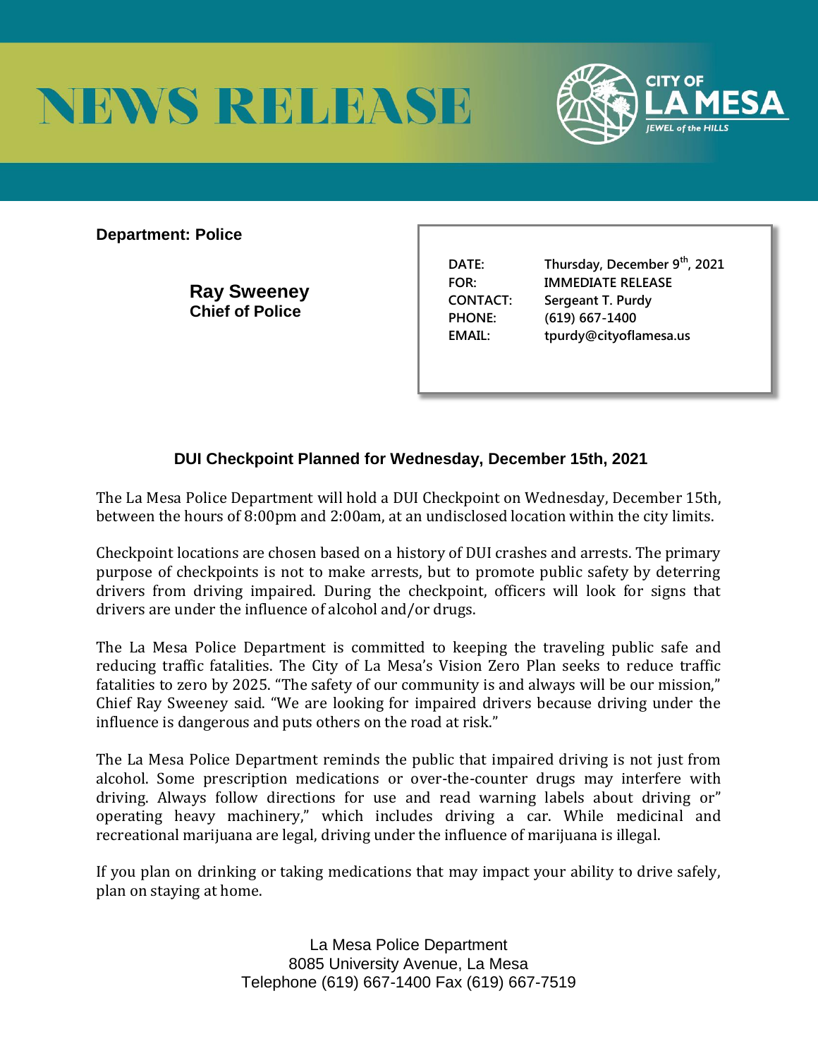# NEWS RELEASE

**CITY OF LA MESA**
*JEWEL of the HILLS*

**Department: Police**

**Ray Sweeney**
**Chief of Police**

| | |
|---|---|
| DATE: | Thursday, December 9th, 2021 |
| FOR: | IMMEDIATE RELEASE |
| CONTACT: | Sergeant T. Purdy |
| PHONE: | (619) 667-1400 |
| EMAIL: | tpurdy@cityoflamesa.us |

## DUI Checkpoint Planned for Wednesday, December 15th, 2021

The La Mesa Police Department will hold a DUI Checkpoint on Wednesday, December 15th, between the hours of 8:00pm and 2:00am, at an undisclosed location within the city limits.

Checkpoint locations are chosen based on a history of DUI crashes and arrests. The primary purpose of checkpoints is not to make arrests, but to promote public safety by deterring drivers from driving impaired. During the checkpoint, officers will look for signs that drivers are under the influence of alcohol and/or drugs.

The La Mesa Police Department is committed to keeping the traveling public safe and reducing traffic fatalities. The City of La Mesa's Vision Zero Plan seeks to reduce traffic fatalities to zero by 2025. "The safety of our community is and always will be our mission," Chief Ray Sweeney said. "We are looking for impaired drivers because driving under the influence is dangerous and puts others on the road at risk."

The La Mesa Police Department reminds the public that impaired driving is not just from alcohol. Some prescription medications or over-the-counter drugs may interfere with driving. Always follow directions for use and read warning labels about driving or" operating heavy machinery," which includes driving a car. While medicinal and recreational marijuana are legal, driving under the influence of marijuana is illegal.

If you plan on drinking or taking medications that may impact your ability to drive safely, plan on staying at home.

La Mesa Police Department
8085 University Avenue, La Mesa
Telephone (619) 667-1400 Fax (619) 667-7519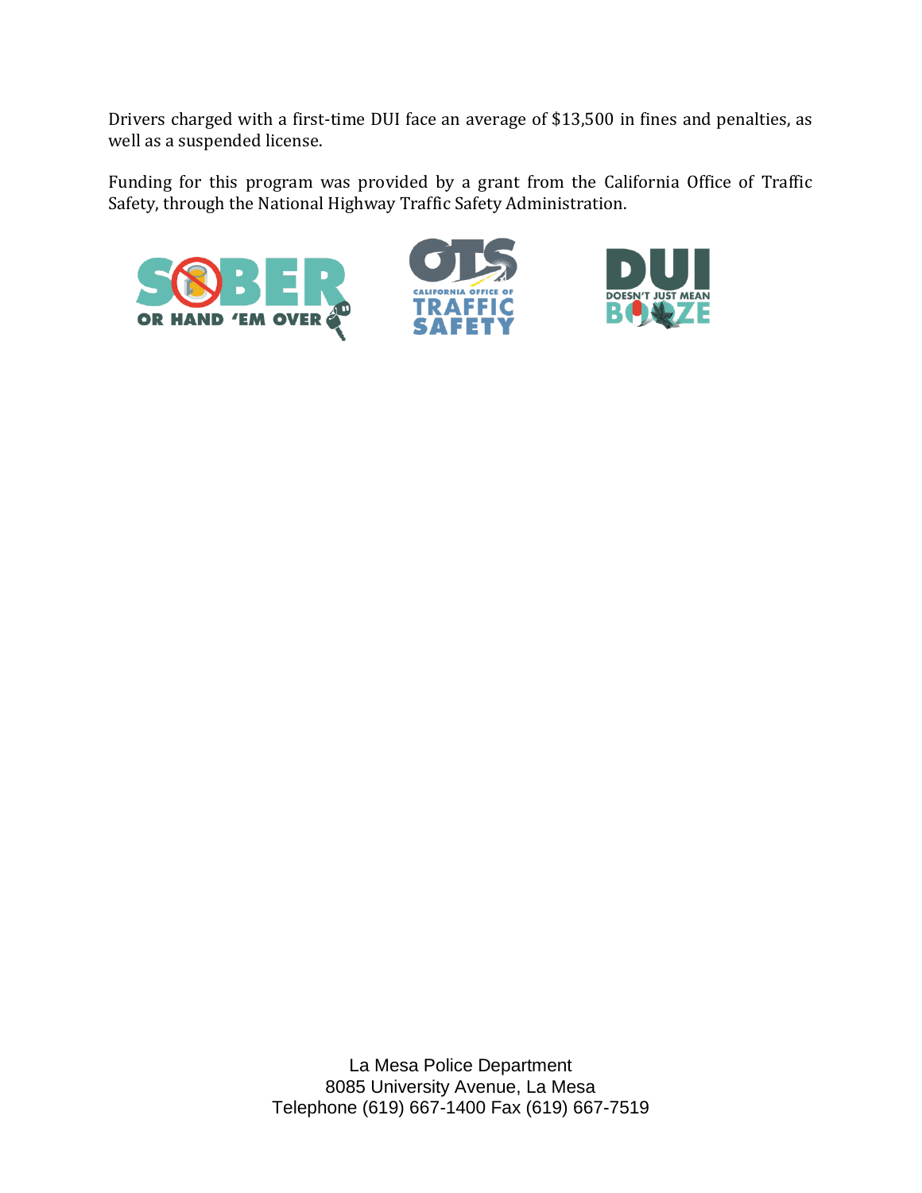Drivers charged with a first-time DUI face an average of $13,500 in fines and penalties, as well as a suspended license.

Funding for this program was provided by a grant from the California Office of Traffic Safety, through the National Highway Traffic Safety Administration.

La Mesa Police Department
8085 University Avenue, La Mesa
Telephone (619) 667-1400 Fax (619) 667-7519